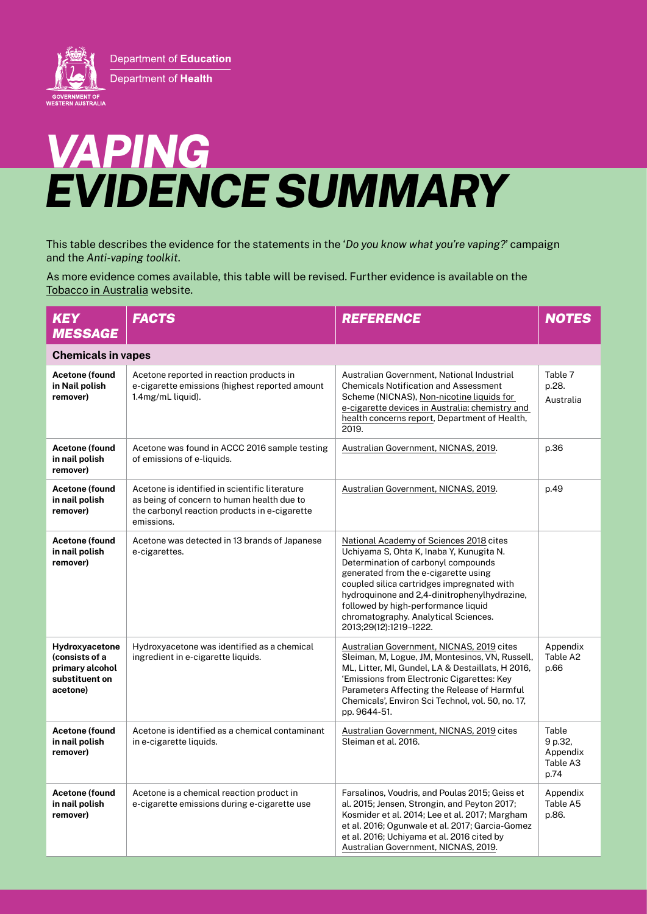Department of **Education**

Department of **Health**

GOVERNMENT OF WESTERN AUSTRALIA

# *VAPING EVIDENCE SUMMARY*

This table describes the evidence for the statements in the '*Do you know what you're vaping?*' campaign and the *Anti-vaping toolkit*.

As more evidence comes available, this table will be revised. Further evidence is available on the Tobacco in Australia website.

| *KEY MESSAGE* | *FACTS* | *REFERENCE* | *NOTES* |
|---|---|---|---|
| **Chemicals in vapes** | | | |
| **Acetone (found in Nail polish remover)** | Acetone reported in reaction products in e-cigarette emissions (highest reported amount 1.4mg/mL liquid). | Australian Government, National Industrial Chemicals Notification and Assessment Scheme (NICNAS), Non-nicotine liquids for e-cigarette devices in Australia: chemistry and health concerns report, Department of Health, 2019. | Table 7 p.28. Australia |
| **Acetone (found in nail polish remover)** | Acetone was found in ACCC 2016 sample testing of emissions of e-liquids. | Australian Government, NICNAS, 2019. | p.36 |
| **Acetone (found in nail polish remover)** | Acetone is identified in scientific literature as being of concern to human health due to the carbonyl reaction products in e-cigarette emissions. | Australian Government, NICNAS, 2019. | p.49 |
| **Acetone (found in nail polish remover)** | Acetone was detected in 13 brands of Japanese e-cigarettes. | National Academy of Sciences 2018 cites Uchiyama S, Ohta K, Inaba Y, Kunugita N. Determination of carbonyl compounds generated from the e-cigarette using coupled silica cartridges impregnated with hydroquinone and 2,4-dinitrophenylhydrazine, followed by high-performance liquid chromatography. Analytical Sciences. 2013;29(12):1219–1222. | |
| **Hydroxyacetone (consists of a primary alcohol substituent on acetone)** | Hydroxyacetone was identified as a chemical ingredient in e-cigarette liquids. | Australian Government, NICNAS, 2019 cites Sleiman, M, Logue, JM, Montesinos, VN, Russell, ML, Litter, MI, Gundel, LA & Destaillats, H 2016, 'Emissions from Electronic Cigarettes: Key Parameters Affecting the Release of Harmful Chemicals', Environ Sci Technol, vol. 50, no. 17, pp. 9644-51. | Appendix Table A2 p.66 |
| **Acetone (found in nail polish remover)** | Acetone is identified as a chemical contaminant in e-cigarette liquids. | Australian Government, NICNAS, 2019 cites Sleiman et al. 2016. | Table 9 p.32, Appendix Table A3 p.74 |
| **Acetone (found in nail polish remover)** | Acetone is a chemical reaction product in e-cigarette emissions during e-cigarette use | Farsalinos, Voudris, and Poulas 2015; Geiss et al. 2015; Jensen, Strongin, and Peyton 2017; Kosmider et al. 2014; Lee et al. 2017; Margham et al. 2016; Ogunwale et al. 2017; Garcia-Gomez et al. 2016; Uchiyama et al. 2016 cited by Australian Government, NICNAS, 2019. | Appendix Table A5 p.86. |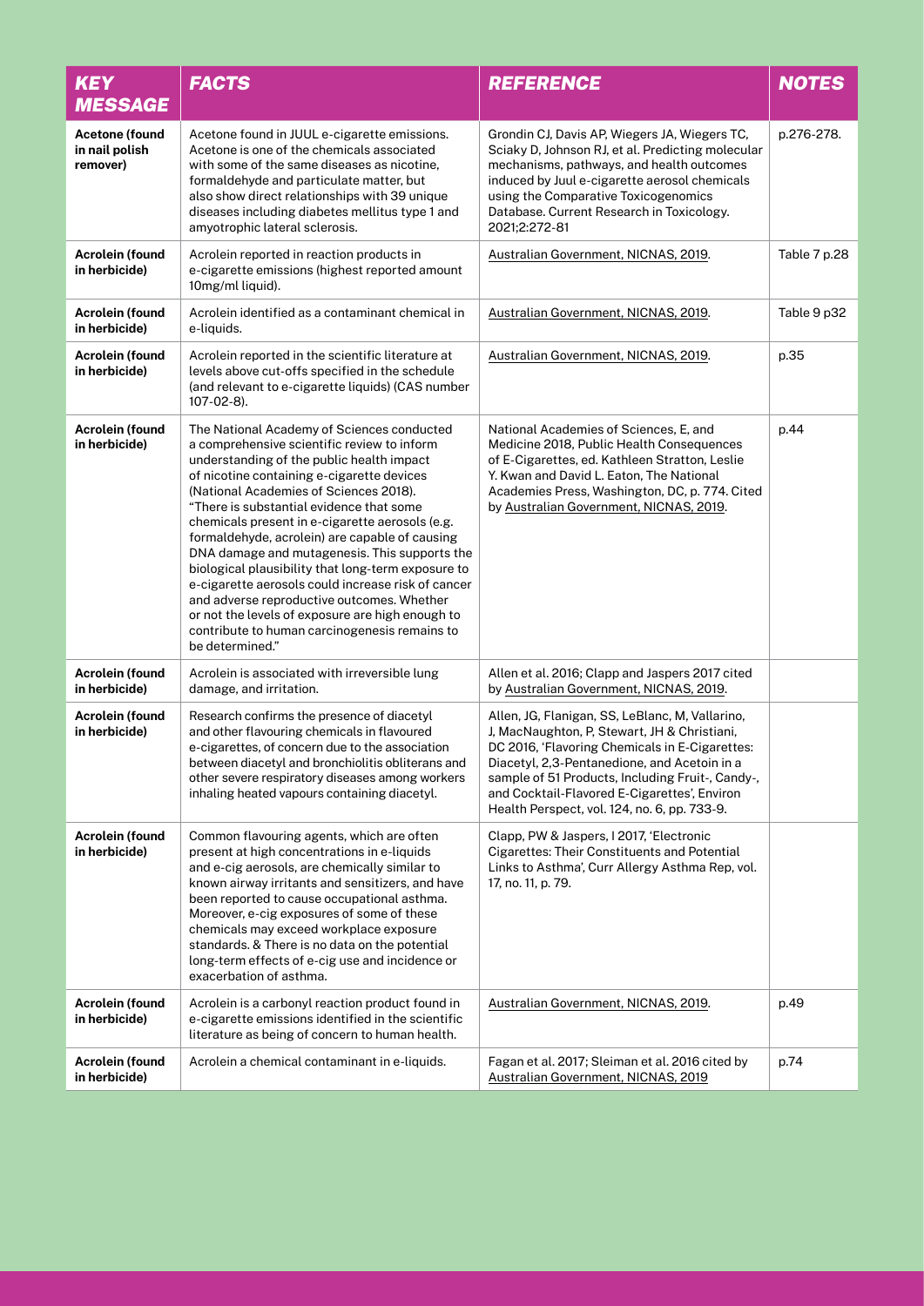| KEY MESSAGE | FACTS | REFERENCE | NOTES |
|---|---|---|---|
| **Acetone (found in nail polish remover)** | Acetone found in JUUL e-cigarette emissions. Acetone is one of the chemicals associated with some of the same diseases as nicotine, formaldehyde and particulate matter, but also show direct relationships with 39 unique diseases including diabetes mellitus type 1 and amyotrophic lateral sclerosis. | Grondin CJ, Davis AP, Wiegers JA, Wiegers TC, Sciaky D, Johnson RJ, et al. Predicting molecular mechanisms, pathways, and health outcomes induced by Juul e-cigarette aerosol chemicals using the Comparative Toxicogenomics Database. Current Research in Toxicology. 2021;2:272-81 | p.276-278. |
| **Acrolein (found in herbicide)** | Acrolein reported in reaction products in e-cigarette emissions (highest reported amount 10mg/ml liquid). | Australian Government, NICNAS, 2019. | Table 7 p.28 |
| **Acrolein (found in herbicide)** | Acrolein identified as a contaminant chemical in e-liquids. | Australian Government, NICNAS, 2019. | Table 9 p32 |
| **Acrolein (found in herbicide)** | Acrolein reported in the scientific literature at levels above cut-offs specified in the schedule (and relevant to e-cigarette liquids) (CAS number 107-02-8). | Australian Government, NICNAS, 2019. | p.35 |
| **Acrolein (found in herbicide)** | The National Academy of Sciences conducted a comprehensive scientific review to inform understanding of the public health impact of nicotine containing e-cigarette devices (National Academies of Sciences 2018). "There is substantial evidence that some chemicals present in e-cigarette aerosols (e.g. formaldehyde, acrolein) are capable of causing DNA damage and mutagenesis. This supports the biological plausibility that long-term exposure to e-cigarette aerosols could increase risk of cancer and adverse reproductive outcomes. Whether or not the levels of exposure are high enough to contribute to human carcinogenesis remains to be determined." | National Academies of Sciences, E, and Medicine 2018, Public Health Consequences of E-Cigarettes, ed. Kathleen Stratton, Leslie Y. Kwan and David L. Eaton, The National Academies Press, Washington, DC, p. 774. Cited by Australian Government, NICNAS, 2019. | p.44 |
| **Acrolein (found in herbicide)** | Acrolein is associated with irreversible lung damage, and irritation. | Allen et al. 2016; Clapp and Jaspers 2017 cited by Australian Government, NICNAS, 2019. | |
| **Acrolein (found in herbicide)** | Research confirms the presence of diacetyl and other flavouring chemicals in flavoured e-cigarettes, of concern due to the association between diacetyl and bronchiolitis obliterans and other severe respiratory diseases among workers inhaling heated vapours containing diacetyl. | Allen, JG, Flanigan, SS, LeBlanc, M, Vallarino, J, MacNaughton, P, Stewart, JH & Christiani, DC 2016, 'Flavoring Chemicals in E-Cigarettes: Diacetyl, 2,3-Pentanedione, and Acetoin in a sample of 51 Products, Including Fruit-, Candy-, and Cocktail-Flavored E-Cigarettes', Environ Health Perspect, vol. 124, no. 6, pp. 733-9. | |
| **Acrolein (found in herbicide)** | Common flavouring agents, which are often present at high concentrations in e-liquids and e-cig aerosols, are chemically similar to known airway irritants and sensitizers, and have been reported to cause occupational asthma. Moreover, e-cig exposures of some of these chemicals may exceed workplace exposure standards. & There is no data on the potential long-term effects of e-cig use and incidence or exacerbation of asthma. | Clapp, PW & Jaspers, I 2017, 'Electronic Cigarettes: Their Constituents and Potential Links to Asthma', Curr Allergy Asthma Rep, vol. 17, no. 11, p. 79. | |
| **Acrolein (found in herbicide)** | Acrolein is a carbonyl reaction product found in e-cigarette emissions identified in the scientific literature as being of concern to human health. | Australian Government, NICNAS, 2019. | p.49 |
| **Acrolein (found in herbicide)** | Acrolein a chemical contaminant in e-liquids. | Fagan et al. 2017; Sleiman et al. 2016 cited by Australian Government, NICNAS, 2019 | p.74 |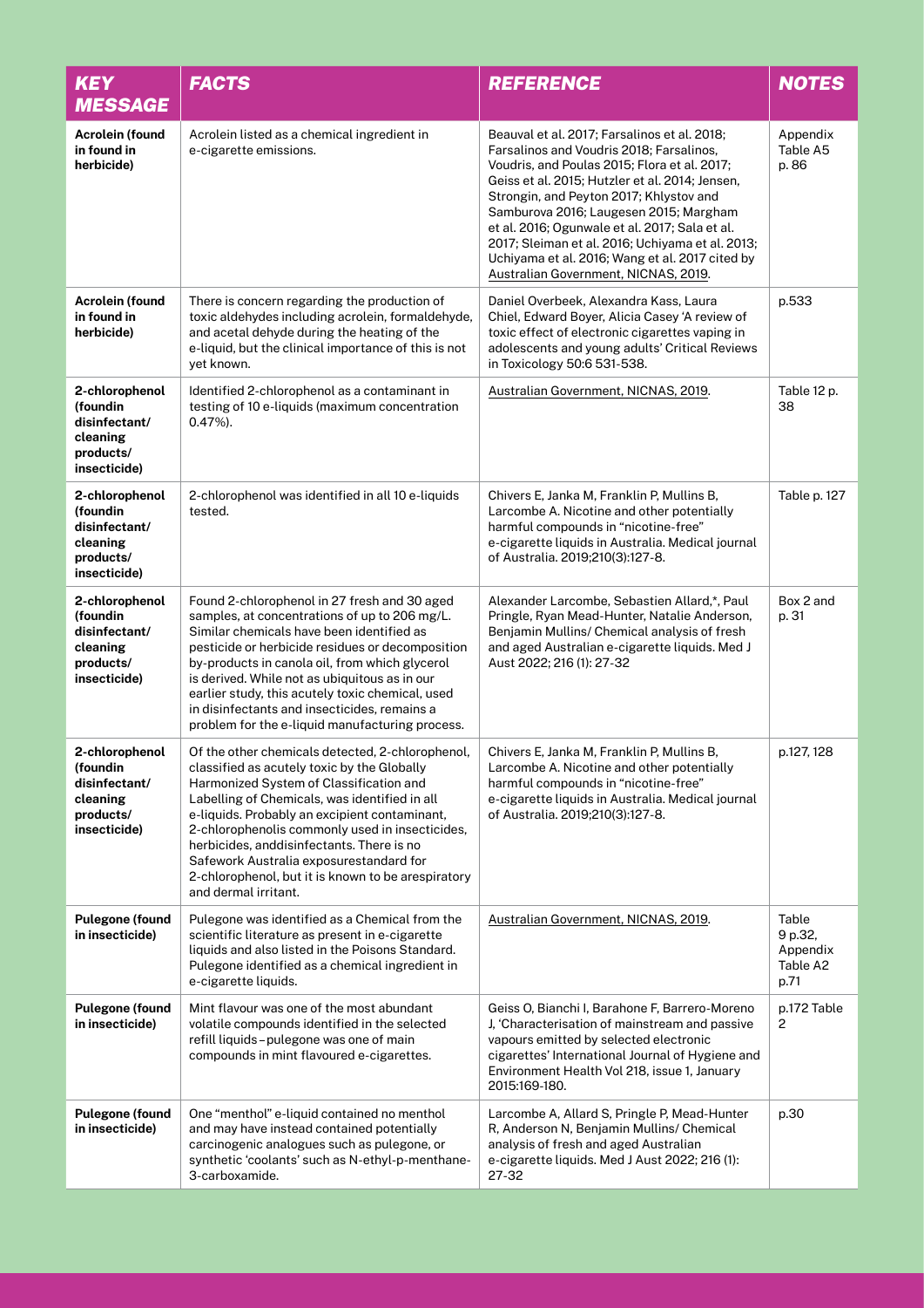| KEY MESSAGE | FACTS | REFERENCE | NOTES |
|---|---|---|---|
| **Acrolein (found in found in herbicide)** | Acrolein listed as a chemical ingredient in e-cigarette emissions. | Beauval et al. 2017; Farsalinos et al. 2018; Farsalinos and Voudris 2018; Farsalinos, Voudris, and Poulas 2015; Flora et al. 2017; Geiss et al. 2015; Hutzler et al. 2014; Jensen, Strongin, and Peyton 2017; Khlystov and Samburova 2016; Laugesen 2015; Margham et al. 2016; Ogunwale et al. 2017; Sala et al. 2017; Sleiman et al. 2016; Uchiyama et al. 2013; Uchiyama et al. 2016; Wang et al. 2017 cited by Australian Government, NICNAS, 2019. | Appendix Table A5 p. 86 |
| **Acrolein (found in found in herbicide)** | There is concern regarding the production of toxic aldehydes including acrolein, formaldehyde, and acetal dehyde during the heating of the e-liquid, but the clinical importance of this is not yet known. | Daniel Overbeek, Alexandra Kass, Laura Chiel, Edward Boyer, Alicia Casey 'A review of toxic effect of electronic cigarettes vaping in adolescents and young adults' Critical Reviews in Toxicology 50:6 531-538. | p.533 |
| **2-chlorophenol (foundin disinfectant/ cleaning products/ insecticide)** | Identified 2-chlorophenol as a contaminant in testing of 10 e-liquids (maximum concentration 0.47%). | Australian Government, NICNAS, 2019. | Table 12 p. 38 |
| **2-chlorophenol (foundin disinfectant/ cleaning products/ insecticide)** | 2-chlorophenol was identified in all 10 e-liquids tested. | Chivers E, Janka M, Franklin P, Mullins B, Larcombe A. Nicotine and other potentially harmful compounds in "nicotine-free" e-cigarette liquids in Australia. Medical journal of Australia. 2019;210(3):127-8. | Table p. 127 |
| **2-chlorophenol (foundin disinfectant/ cleaning products/ insecticide)** | Found 2-chlorophenol in 27 fresh and 30 aged samples, at concentrations of up to 206 mg/L. Similar chemicals have been identified as pesticide or herbicide residues or decomposition by-products in canola oil, from which glycerol is derived. While not as ubiquitous as in our earlier study, this acutely toxic chemical, used in disinfectants and insecticides, remains a problem for the e-liquid manufacturing process. | Alexander Larcombe, Sebastien Allard,*, Paul Pringle, Ryan Mead-Hunter, Natalie Anderson, Benjamin Mullins/ Chemical analysis of fresh and aged Australian e-cigarette liquids. Med J Aust 2022; 216 (1): 27-32 | Box 2 and p. 31 |
| **2-chlorophenol (foundin disinfectant/ cleaning products/ insecticide)** | Of the other chemicals detected, 2-chlorophenol, classified as acutely toxic by the Globally Harmonized System of Classification and Labelling of Chemicals, was identified in all e-liquids. Probably an excipient contaminant, 2-chlorophenolis commonly used in insecticides, herbicides, anddisinfectants. There is no Safework Australia exposurestandard for 2-chlorophenol, but it is known to be arespiratory and dermal irritant. | Chivers E, Janka M, Franklin P, Mullins B, Larcombe A. Nicotine and other potentially harmful compounds in "nicotine-free" e-cigarette liquids in Australia. Medical journal of Australia. 2019;210(3):127-8. | p.127, 128 |
| **Pulegone (found in insecticide)** | Pulegone was identified as a Chemical from the scientific literature as present in e-cigarette liquids and also listed in the Poisons Standard. Pulegone identified as a chemical ingredient in e-cigarette liquids. | Australian Government, NICNAS, 2019. | Table 9 p.32, Appendix Table A2 p.71 |
| **Pulegone (found in insecticide)** | Mint flavour was one of the most abundant volatile compounds identified in the selected refill liquids – pulegone was one of main compounds in mint flavoured e-cigarettes. | Geiss O, Bianchi I, Barahone F, Barrero-Moreno J, 'Characterisation of mainstream and passive vapours emitted by selected electronic cigarettes' International Journal of Hygiene and Environment Health Vol 218, issue 1, January 2015:169-180. | p.172 Table 2 |
| **Pulegone (found in insecticide)** | One "menthol" e-liquid contained no menthol and may have instead contained potentially carcinogenic analogues such as pulegone, or synthetic 'coolants' such as N-ethyl-p-menthane-3-carboxamide. | Larcombe A, Allard S, Pringle P, Mead-Hunter R, Anderson N, Benjamin Mullins/ Chemical analysis of fresh and aged Australian e-cigarette liquids. Med J Aust 2022; 216 (1): 27-32 | p.30 |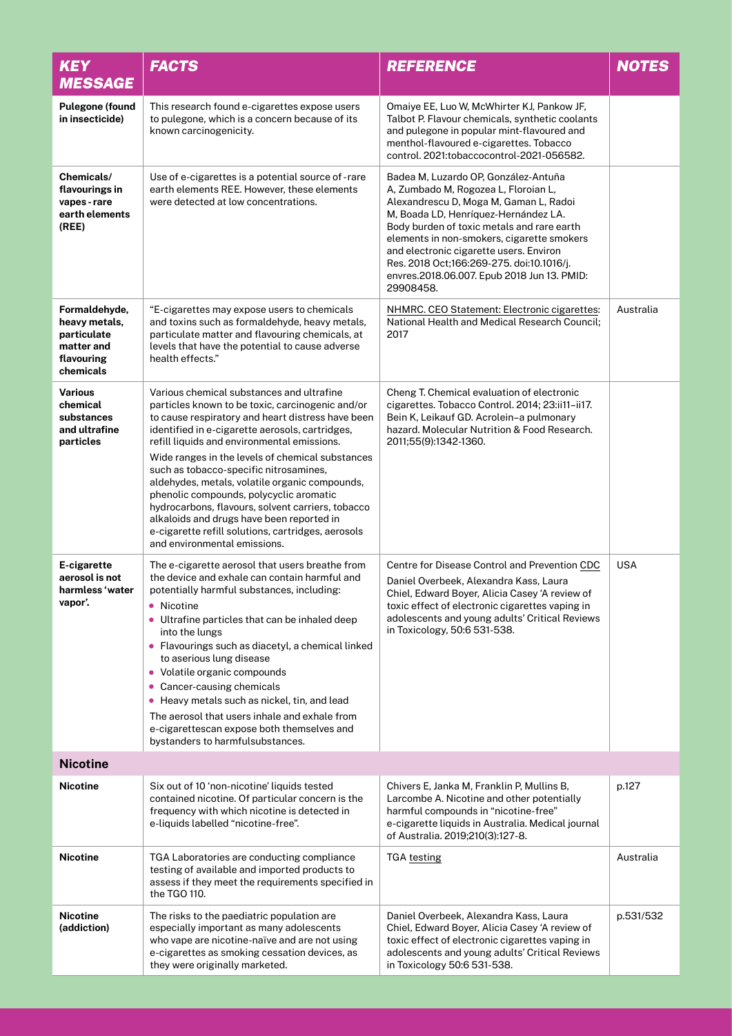| KEY MESSAGE | FACTS | REFERENCE | NOTES |
| --- | --- | --- | --- |
| **Pulegone (found in insecticide)** | This research found e-cigarettes expose users to pulegone, which is a concern because of its known carcinogenicity. | Omaiye EE, Luo W, McWhirter KJ, Pankow JF, Talbot P. Flavour chemicals, synthetic coolants and pulegone in popular mint-flavoured and menthol-flavoured e-cigarettes. Tobacco control. 2021:tobaccocontrol-2021-056582. | |
| **Chemicals/ flavourings in vapes - rare earth elements (REE)** | Use of e-cigarettes is a potential source of -rare earth elements REE. However, these elements were detected at low concentrations. | Badea M, Luzardo OP, González-Antuña A, Zumbado M, Rogozea L, Floroian L, Alexandrescu D, Moga M, Gaman L, Radoi M, Boada LD, Henríquez-Hernández LA. Body burden of toxic metals and rare earth elements in non-smokers, cigarette smokers and electronic cigarette users. Environ Res. 2018 Oct;166:269-275. doi:10.1016/j.envres.2018.06.007. Epub 2018 Jun 13. PMID: 29908458. | |
| **Formaldehyde, heavy metals, particulate matter and flavouring chemicals** | "E-cigarettes may expose users to chemicals and toxins such as formaldehyde, heavy metals, particulate matter and flavouring chemicals, at levels that have the potential to cause adverse health effects." | NHMRC. CEO Statement: Electronic cigarettes: National Health and Medical Research Council; 2017 | Australia |
| **Various chemical substances and ultrafine particles** | Various chemical substances and ultrafine particles known to be toxic, carcinogenic and/or to cause respiratory and heart distress have been identified in e-cigarette aerosols, cartridges, refill liquids and environmental emissions.<br><br>Wide ranges in the levels of chemical substances such as tobacco-specific nitrosamines, aldehydes, metals, volatile organic compounds, phenolic compounds, polycyclic aromatic hydrocarbons, flavours, solvent carriers, tobacco alkaloids and drugs have been reported in e-cigarette refill solutions, cartridges, aerosols and environmental emissions. | Cheng T. Chemical evaluation of electronic cigarettes. Tobacco Control. 2014; 23:ii11–ii17. Bein K, Leikauf GD. Acrolein–a pulmonary hazard. Molecular Nutrition & Food Research. 2011;55(9):1342-1360. | |
| **E-cigarette aerosol is not harmless 'water vapor'.** | The e-cigarette aerosol that users breathe from the device and exhale can contain harmful and potentially harmful substances, including:<br>• Nicotine<br>• Ultrafine particles that can be inhaled deep into the lungs<br>• Flavourings such as diacetyl, a chemical linked to aserious lung disease<br>• Volatile organic compounds<br>• Cancer-causing chemicals<br>• Heavy metals such as nickel, tin, and lead<br>The aerosol that users inhale and exhale from e-cigarettescan expose both themselves and bystanders to harmfulsubstances. | Centre for Disease Control and Prevention CDC<br>Daniel Overbeek, Alexandra Kass, Laura Chiel, Edward Boyer, Alicia Casey 'A review of toxic effect of electronic cigarettes vaping in adolescents and young adults' Critical Reviews in Toxicology, 50:6 531-538. | USA |
| **Nicotine** | | | |
| **Nicotine** | Six out of 10 'non-nicotine' liquids tested contained nicotine. Of particular concern is the frequency with which nicotine is detected in e-liquids labelled "nicotine-free". | Chivers E, Janka M, Franklin P, Mullins B, Larcombe A. Nicotine and other potentially harmful compounds in "nicotine-free" e-cigarette liquids in Australia. Medical journal of Australia. 2019;210(3):127-8. | p.127 |
| **Nicotine** | TGA Laboratories are conducting compliance testing of available and imported products to assess if they meet the requirements specified in the TGO 110. | TGA testing | Australia |
| **Nicotine (addiction)** | The risks to the paediatric population are especially important as many adolescents who vape are nicotine-naïve and are not using e-cigarettes as smoking cessation devices, as they were originally marketed. | Daniel Overbeek, Alexandra Kass, Laura Chiel, Edward Boyer, Alicia Casey 'A review of toxic effect of electronic cigarettes vaping in adolescents and young adults' Critical Reviews in Toxicology 50:6 531-538. | p.531/532 |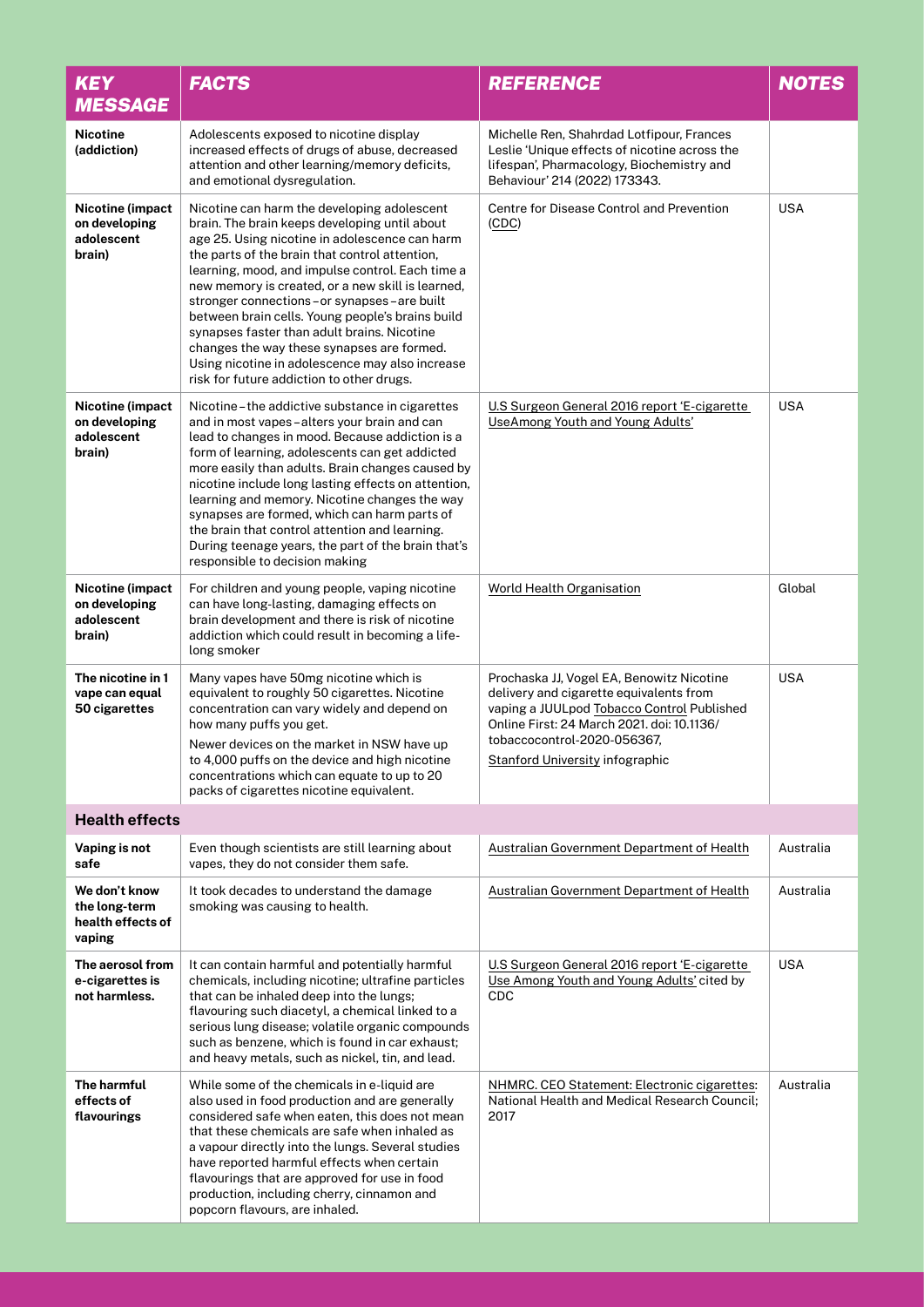| KEY MESSAGE | FACTS | REFERENCE | NOTES |
|---|---|---|---|
| **Nicotine (addiction)** | Adolescents exposed to nicotine display increased effects of drugs of abuse, decreased attention and other learning/memory deficits, and emotional dysregulation. | Michelle Ren, Shahrdad Lotfipour, Frances Leslie 'Unique effects of nicotine across the lifespan', Pharmacology, Biochemistry and Behaviour' 214 (2022) 173343. | |
| **Nicotine (impact on developing adolescent brain)** | Nicotine can harm the developing adolescent brain. The brain keeps developing until about age 25. Using nicotine in adolescence can harm the parts of the brain that control attention, learning, mood, and impulse control. Each time a new memory is created, or a new skill is learned, stronger connections – or synapses – are built between brain cells. Young people's brains build synapses faster than adult brains. Nicotine changes the way these synapses are formed. Using nicotine in adolescence may also increase risk for future addiction to other drugs. | Centre for Disease Control and Prevention (CDC) | USA |
| **Nicotine (impact on developing adolescent brain)** | Nicotine – the addictive substance in cigarettes and in most vapes – alters your brain and can lead to changes in mood. Because addiction is a form of learning, adolescents can get addicted more easily than adults. Brain changes caused by nicotine include long lasting effects on attention, learning and memory. Nicotine changes the way synapses are formed, which can harm parts of the brain that control attention and learning. During teenage years, the part of the brain that's responsible to decision making | U.S Surgeon General 2016 report 'E-cigarette UseAmong Youth and Young Adults' | USA |
| **Nicotine (impact on developing adolescent brain)** | For children and young people, vaping nicotine can have long-lasting, damaging effects on brain development and there is risk of nicotine addiction which could result in becoming a life-long smoker | World Health Organisation | Global |
| **The nicotine in 1 vape can equal 50 cigarettes** | Many vapes have 50mg nicotine which is equivalent to roughly 50 cigarettes. Nicotine concentration can vary widely and depend on how many puffs you get.<br><br>Newer devices on the market in NSW have up to 4,000 puffs on the device and high nicotine concentrations which can equate to up to 20 packs of cigarettes nicotine equivalent. | Prochaska JJ, Vogel EA, Benowitz Nicotine delivery and cigarette equivalents from vaping a JUULpod Tobacco Control Published Online First: 24 March 2021. doi: 10.1136/tobaccocontrol-2020-056367, Stanford University infographic | USA |
| **Health effects** | | | |
| **Vaping is not safe** | Even though scientists are still learning about vapes, they do not consider them safe. | Australian Government Department of Health | Australia |
| **We don't know the long-term health effects of vaping** | It took decades to understand the damage smoking was causing to health. | Australian Government Department of Health | Australia |
| **The aerosol from e-cigarettes is not harmless.** | It can contain harmful and potentially harmful chemicals, including nicotine; ultrafine particles that can be inhaled deep into the lungs; flavouring such diacetyl, a chemical linked to a serious lung disease; volatile organic compounds such as benzene, which is found in car exhaust; and heavy metals, such as nickel, tin, and lead. | U.S Surgeon General 2016 report 'E-cigarette Use Among Youth and Young Adults' cited by CDC | USA |
| **The harmful effects of flavourings** | While some of the chemicals in e-liquid are also used in food production and are generally considered safe when eaten, this does not mean that these chemicals are safe when inhaled as a vapour directly into the lungs. Several studies have reported harmful effects when certain flavourings that are approved for use in food production, including cherry, cinnamon and popcorn flavours, are inhaled. | NHMRC. CEO Statement: Electronic cigarettes: National Health and Medical Research Council; 2017 | Australia |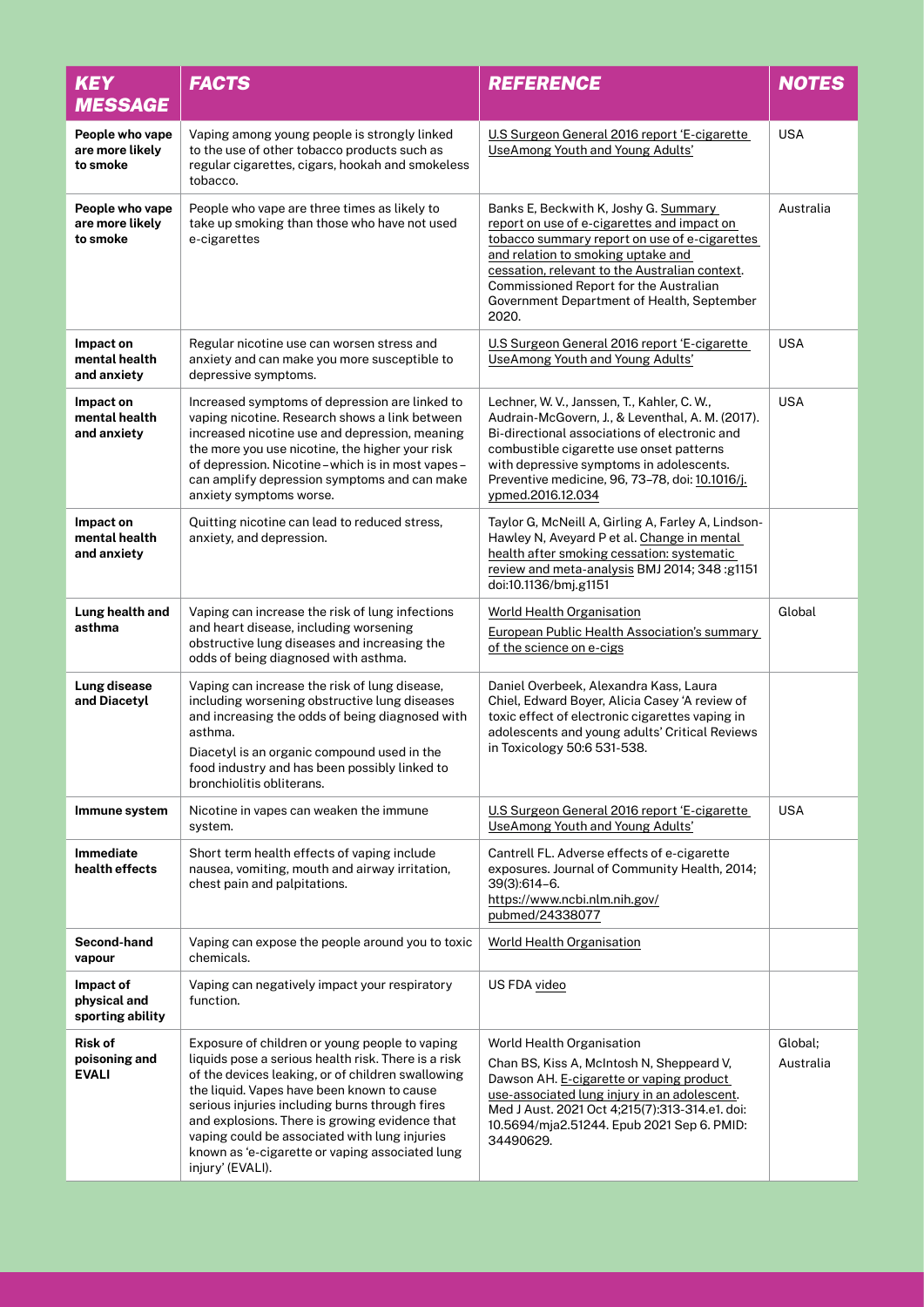| KEY MESSAGE | FACTS | REFERENCE | NOTES |
|---|---|---|---|
| **People who vape are more likely to smoke** | Vaping among young people is strongly linked to the use of other tobacco products such as regular cigarettes, cigars, hookah and smokeless tobacco. | U.S Surgeon General 2016 report 'E-cigarette UseAmong Youth and Young Adults' | USA |
| **People who vape are more likely to smoke** | People who vape are three times as likely to take up smoking than those who have not used e-cigarettes | Banks E, Beckwith K, Joshy G. Summary report on use of e-cigarettes and impact on tobacco summary report on use of e-cigarettes and relation to smoking uptake and cessation, relevant to the Australian context. Commissioned Report for the Australian Government Department of Health, September 2020. | Australia |
| **Impact on mental health and anxiety** | Regular nicotine use can worsen stress and anxiety and can make you more susceptible to depressive symptoms. | U.S Surgeon General 2016 report 'E-cigarette UseAmong Youth and Young Adults' | USA |
| **Impact on mental health and anxiety** | Increased symptoms of depression are linked to vaping nicotine. Research shows a link between increased nicotine use and depression, meaning the more you use nicotine, the higher your risk of depression. Nicotine – which is in most vapes – can amplify depression symptoms and can make anxiety symptoms worse. | Lechner, W. V., Janssen, T., Kahler, C. W., Audrain-McGovern, J., & Leventhal, A. M. (2017). Bi-directional associations of electronic and combustible cigarette use onset patterns with depressive symptoms in adolescents. Preventive medicine, 96, 73–78, doi: 10.1016/j.ypmed.2016.12.034 | USA |
| **Impact on mental health and anxiety** | Quitting nicotine can lead to reduced stress, anxiety, and depression. | Taylor G, McNeill A, Girling A, Farley A, Lindson-Hawley N, Aveyard P et al. Change in mental health after smoking cessation: systematic review and meta-analysis BMJ 2014; 348 :g1151 doi:10.1136/bmj.g1151 | |
| **Lung health and asthma** | Vaping can increase the risk of lung infections and heart disease, including worsening obstructive lung diseases and increasing the odds of being diagnosed with asthma. | World Health Organisation<br>European Public Health Association's summary of the science on e-cigs | Global |
| **Lung disease and Diacetyl** | Vaping can increase the risk of lung disease, including worsening obstructive lung diseases and increasing the odds of being diagnosed with asthma.<br>Diacetyl is an organic compound used in the food industry and has been possibly linked to bronchiolitis obliterans. | Daniel Overbeek, Alexandra Kass, Laura Chiel, Edward Boyer, Alicia Casey 'A review of toxic effect of electronic cigarettes vaping in adolescents and young adults' Critical Reviews in Toxicology 50:6 531-538. | |
| **Immune system** | Nicotine in vapes can weaken the immune system. | U.S Surgeon General 2016 report 'E-cigarette UseAmong Youth and Young Adults' | USA |
| **Immediate health effects** | Short term health effects of vaping include nausea, vomiting, mouth and airway irritation, chest pain and palpitations. | Cantrell FL. Adverse effects of e-cigarette exposures. Journal of Community Health, 2014; 39(3):614–6. https://www.ncbi.nlm.nih.gov/pubmed/24338077 | |
| **Second-hand vapour** | Vaping can expose the people around you to toxic chemicals. | World Health Organisation | |
| **Impact of physical and sporting ability** | Vaping can negatively impact your respiratory function. | US FDA video | |
| **Risk of poisoning and EVALI** | Exposure of children or young people to vaping liquids pose a serious health risk. There is a risk of the devices leaking, or of children swallowing the liquid. Vapes have been known to cause serious injuries including burns through fires and explosions. There is growing evidence that vaping could be associated with lung injuries known as 'e-cigarette or vaping associated lung injury' (EVALI). | World Health Organisation<br>Chan BS, Kiss A, McIntosh N, Sheppeard V, Dawson AH. E-cigarette or vaping product use-associated lung injury in an adolescent. Med J Aust. 2021 Oct 4;215(7):313-314.e1. doi: 10.5694/mja2.51244. Epub 2021 Sep 6. PMID: 34490629. | Global; Australia |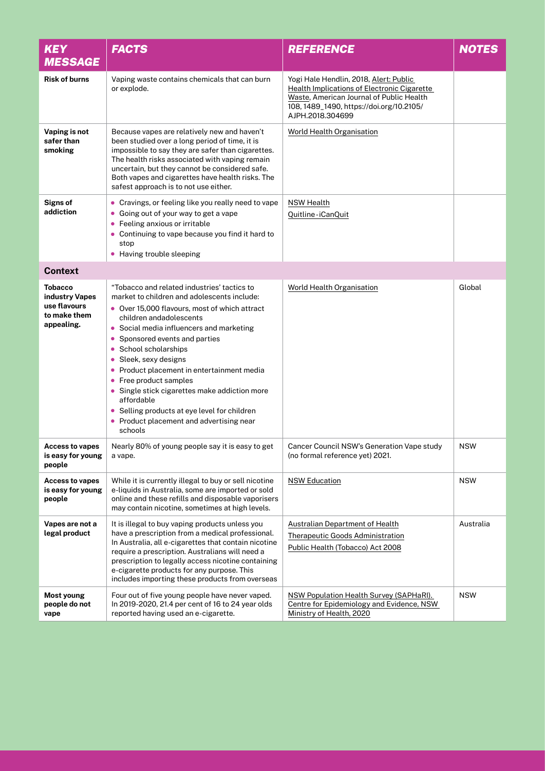| *KEY MESSAGE* | *FACTS* | *REFERENCE* | *NOTES* |
|---|---|---|---|
| **Risk of burns** | Vaping waste contains chemicals that can burn or explode. | Yogi Hale Hendlin, 2018, Alert: Public Health Implications of Electronic Cigarette Waste, American Journal of Public Health 108, 1489_1490, https://doi.org/10.2105/AJPH.2018.304699 | |
| **Vaping is not safer than smoking** | Because vapes are relatively new and haven't been studied over a long period of time, it is impossible to say they are safer than cigarettes. The health risks associated with vaping remain uncertain, but they cannot be considered safe. Both vapes and cigarettes have health risks. The safest approach is to not use either. | World Health Organisation | |
| **Signs of addiction** | • Cravings, or feeling like you really need to vape<br>• Going out of your way to get a vape<br>• Feeling anxious or irritable<br>• Continuing to vape because you find it hard to stop<br>• Having trouble sleeping | NSW Health<br>Quitline-iCanQuit | |
| **Context** | | | |
| **Tobacco industry Vapes use flavours to make them appealing.** | "Tobacco and related industries' tactics to market to children and adolescents include:<br>• Over 15,000 flavours, most of which attract children andadolescents<br>• Social media influencers and marketing<br>• Sponsored events and parties<br>• School scholarships<br>• Sleek, sexy designs<br>• Product placement in entertainment media<br>• Free product samples<br>• Single stick cigarettes make addiction more affordable<br>• Selling products at eye level for children<br>• Product placement and advertising near schools | World Health Organisation | Global |
| **Access to vapes is easy for young people** | Nearly 80% of young people say it is easy to get a vape. | Cancer Council NSW's Generation Vape study (no formal reference yet) 2021. | NSW |
| **Access to vapes is easy for young people** | While it is currently illegal to buy or sell nicotine e-liquids in Australia, some are imported or sold online and these refills and disposable vaporisers may contain nicotine, sometimes at high levels. | NSW Education | NSW |
| **Vapes are not a legal product** | It is illegal to buy vaping products unless you have a prescription from a medical professional. In Australia, all e-cigarettes that contain nicotine require a prescription. Australians will need a prescription to legally access nicotine containing e-cigarette products for any purpose. This includes importing these products from overseas | Australian Department of Health<br>Therapeutic Goods Administration<br>Public Health (Tobacco) Act 2008 | Australia |
| **Most young people do not vape** | Four out of five young people have never vaped. In 2019-2020, 21.4 per cent of 16 to 24 year olds reported having used an e-cigarette. | NSW Population Health Survey (SAPHaRI). Centre for Epidemiology and Evidence, NSW Ministry of Health, 2020 | NSW |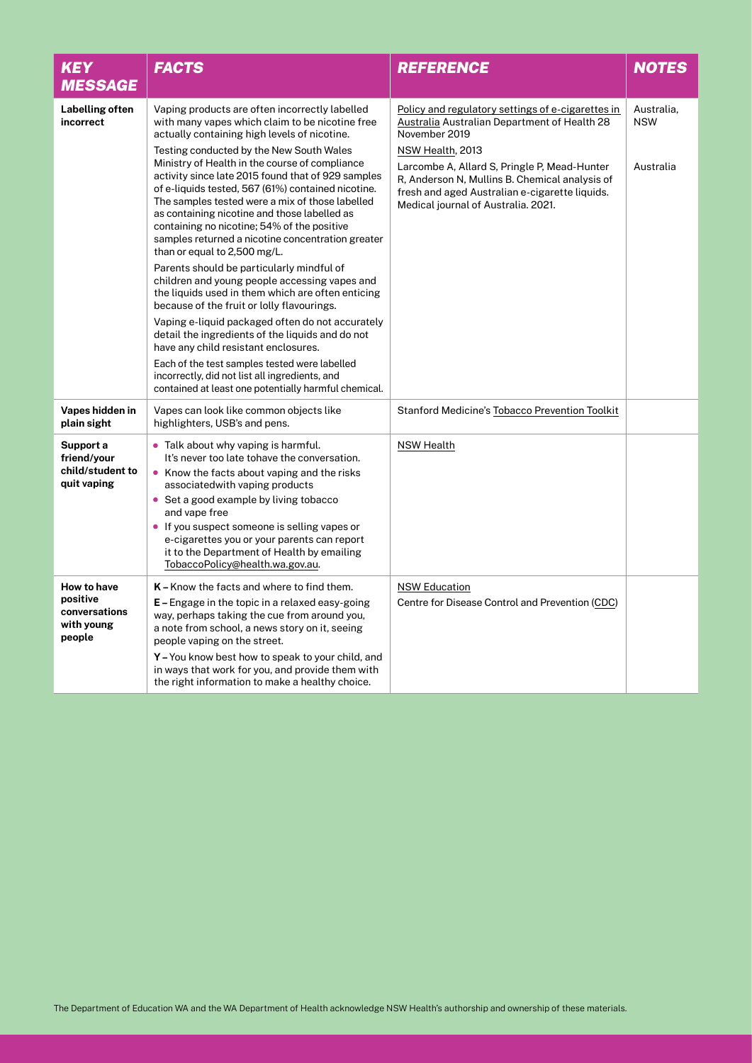| KEY MESSAGE | FACTS | REFERENCE | NOTES |
|---|---|---|---|
| **Labelling often incorrect** | Vaping products are often incorrectly labelled with many vapes which claim to be nicotine free actually containing high levels of nicotine.<br><br>Testing conducted by the New South Wales Ministry of Health in the course of compliance activity since late 2015 found that of 929 samples of e-liquids tested, 567 (61%) contained nicotine. The samples tested were a mix of those labelled as containing nicotine and those labelled as containing no nicotine; 54% of the positive samples returned a nicotine concentration greater than or equal to 2,500 mg/L.<br><br>Parents should be particularly mindful of children and young people accessing vapes and the liquids used in them which are often enticing because of the fruit or lolly flavourings.<br><br>Vaping e-liquid packaged often do not accurately detail the ingredients of the liquids and do not have any child resistant enclosures.<br><br>Each of the test samples tested were labelled incorrectly, did not list all ingredients, and contained at least one potentially harmful chemical. | Policy and regulatory settings of e-cigarettes in Australia Australian Department of Health 28 November 2019<br><br>NSW Health, 2013<br><br>Larcombe A, Allard S, Pringle P, Mead-Hunter R, Anderson N, Mullins B. Chemical analysis of fresh and aged Australian e-cigarette liquids. Medical journal of Australia. 2021. | Australia, NSW<br><br>Australia |
| **Vapes hidden in plain sight** | Vapes can look like common objects like highlighters, USB's and pens. | Stanford Medicine's Tobacco Prevention Toolkit | |
| **Support a friend/your child/student to quit vaping** | • Talk about why vaping is harmful. It's never too late tohave the conversation.<br>• Know the facts about vaping and the risks associatedwith vaping products<br>• Set a good example by living tobacco and vape free<br>• If you suspect someone is selling vapes or e-cigarettes you or your parents can report it to the Department of Health by emailing TobaccoPolicy@health.wa.gov.au. | NSW Health | |
| **How to have positive conversations with young people** | **K –** Know the facts and where to find them.<br><br>**E –** Engage in the topic in a relaxed easy-going way, perhaps taking the cue from around you, a note from school, a news story on it, seeing people vaping on the street.<br><br>**Y –** You know best how to speak to your child, and in ways that work for you, and provide them with the right information to make a healthy choice. | NSW Education<br><br>Centre for Disease Control and Prevention (CDC) | |

The Department of Education WA and the WA Department of Health acknowledge NSW Health's authorship and ownership of these materials.